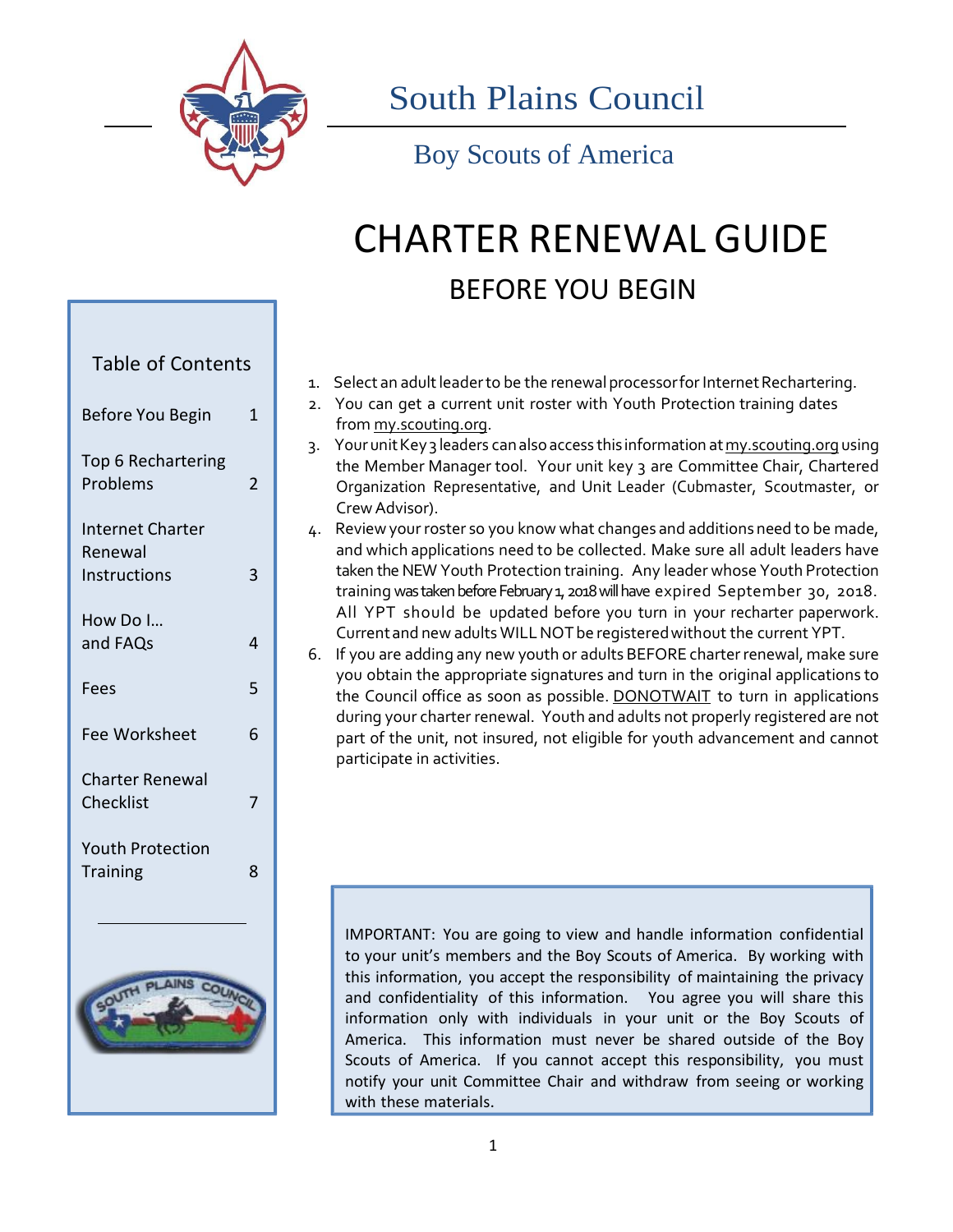# South Plains Council

## Boy Scouts of America

# CHARTER RENEWAL GUIDE

## BEFORE YOU BEGIN

**Table of Contents**

| | |
|---|---|
| Before You Begin | 1 |
| Top 6 Rechartering Problems | 2 |
| Internet Charter Renewal Instructions | 3 |
| How Do I… and FAQs | 4 |
| Fees | 5 |
| Fee Worksheet | 6 |
| Charter Renewal Checklist | 7 |
| Youth Protection Training | 8 |

1. Select an adult leader to be the renewal processor for Internet Rechartering.
2. You can get a current unit roster with Youth Protection training dates from my.scouting.org.
3. Your unit Key 3 leaders can also access this information at my.scouting.org using the Member Manager tool. Your unit key 3 are Committee Chair, Chartered Organization Representative, and Unit Leader (Cubmaster, Scoutmaster, or Crew Advisor).
4. Review your roster so you know what changes and additions need to be made, and which applications need to be collected. Make sure all adult leaders have taken the NEW Youth Protection training. Any leader whose Youth Protection training was taken before February 1, 2018 will have expired September 30, 2018. All YPT should be updated before you turn in your recharter paperwork. Current and new adults WILL NOT be registered without the current YPT.
6. If you are adding any new youth or adults BEFORE charter renewal, make sure you obtain the appropriate signatures and turn in the original applications to the Council office as soon as possible. DONOTWAIT to turn in applications during your charter renewal. Youth and adults not properly registered are not part of the unit, not insured, not eligible for youth advancement and cannot participate in activities.

IMPORTANT: You are going to view and handle information confidential to your unit's members and the Boy Scouts of America. By working with this information, you accept the responsibility of maintaining the privacy and confidentiality of this information. You agree you will share this information only with individuals in your unit or the Boy Scouts of America. This information must never be shared outside of the Boy Scouts of America. If you cannot accept this responsibility, you must notify your unit Committee Chair and withdraw from seeing or working with these materials.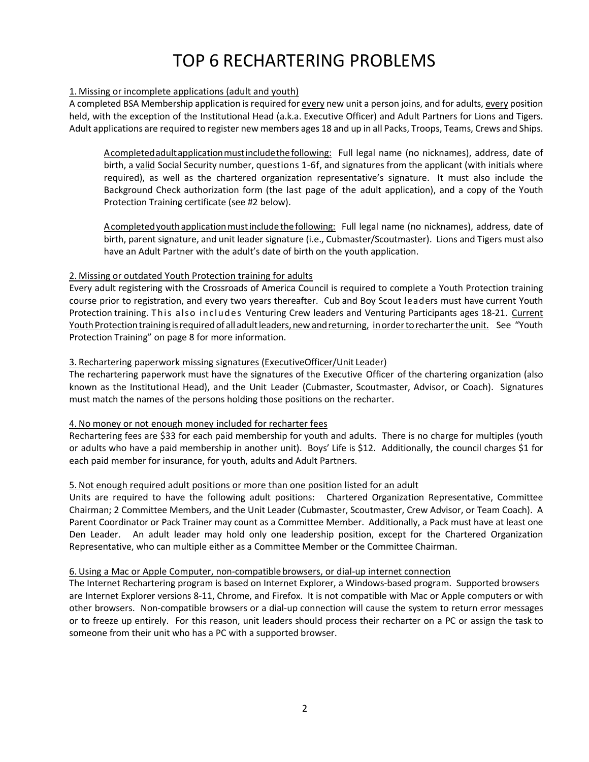# TOP 6 RECHARTERING PROBLEMS

## 1. Missing or incomplete applications (adult and youth)

A completed BSA Membership application is required for every new unit a person joins, and for adults, every position held, with the exception of the Institutional Head (a.k.a. Executive Officer) and Adult Partners for Lions and Tigers. Adult applications are required to register new members ages 18 and up in all Packs, Troops, Teams, Crews and Ships.

> A completed adult application must include the following: Full legal name (no nicknames), address, date of birth, a valid Social Security number, questions 1-6f, and signatures from the applicant (with initials where required), as well as the chartered organization representative's signature. It must also include the Background Check authorization form (the last page of the adult application), and a copy of the Youth Protection Training certificate (see #2 below).
>
> A completed youth application must include the following: Full legal name (no nicknames), address, date of birth, parent signature, and unit leader signature (i.e., Cubmaster/Scoutmaster). Lions and Tigers must also have an Adult Partner with the adult's date of birth on the youth application.

## 2. Missing or outdated Youth Protection training for adults

Every adult registering with the Crossroads of America Council is required to complete a Youth Protection training course prior to registration, and every two years thereafter. Cub and Boy Scout leaders must have current Youth Protection training. This also includes Venturing Crew leaders and Venturing Participants ages 18-21. Current Youth Protection training is required of all adult leaders, new and returning, in order to recharter the unit. See "Youth Protection Training" on page 8 for more information.

## 3. Rechartering paperwork missing signatures (ExecutiveOfficer/Unit Leader)

The rechartering paperwork must have the signatures of the Executive Officer of the chartering organization (also known as the Institutional Head), and the Unit Leader (Cubmaster, Scoutmaster, Advisor, or Coach). Signatures must match the names of the persons holding those positions on the recharter.

## 4. No money or not enough money included for recharter fees

Rechartering fees are $33 for each paid membership for youth and adults. There is no charge for multiples (youth or adults who have a paid membership in another unit). Boys' Life is $12. Additionally, the council charges $1 for each paid member for insurance, for youth, adults and Adult Partners.

## 5. Not enough required adult positions or more than one position listed for an adult

Units are required to have the following adult positions: Chartered Organization Representative, Committee Chairman; 2 Committee Members, and the Unit Leader (Cubmaster, Scoutmaster, Crew Advisor, or Team Coach). A Parent Coordinator or Pack Trainer may count as a Committee Member. Additionally, a Pack must have at least one Den Leader. An adult leader may hold only one leadership position, except for the Chartered Organization Representative, who can multiple either as a Committee Member or the Committee Chairman.

## 6. Using a Mac or Apple Computer, non-compatible browsers, or dial-up internet connection

The Internet Rechartering program is based on Internet Explorer, a Windows-based program. Supported browsers are Internet Explorer versions 8-11, Chrome, and Firefox. It is not compatible with Mac or Apple computers or with other browsers. Non-compatible browsers or a dial-up connection will cause the system to return error messages or to freeze up entirely. For this reason, unit leaders should process their recharter on a PC or assign the task to someone from their unit who has a PC with a supported browser.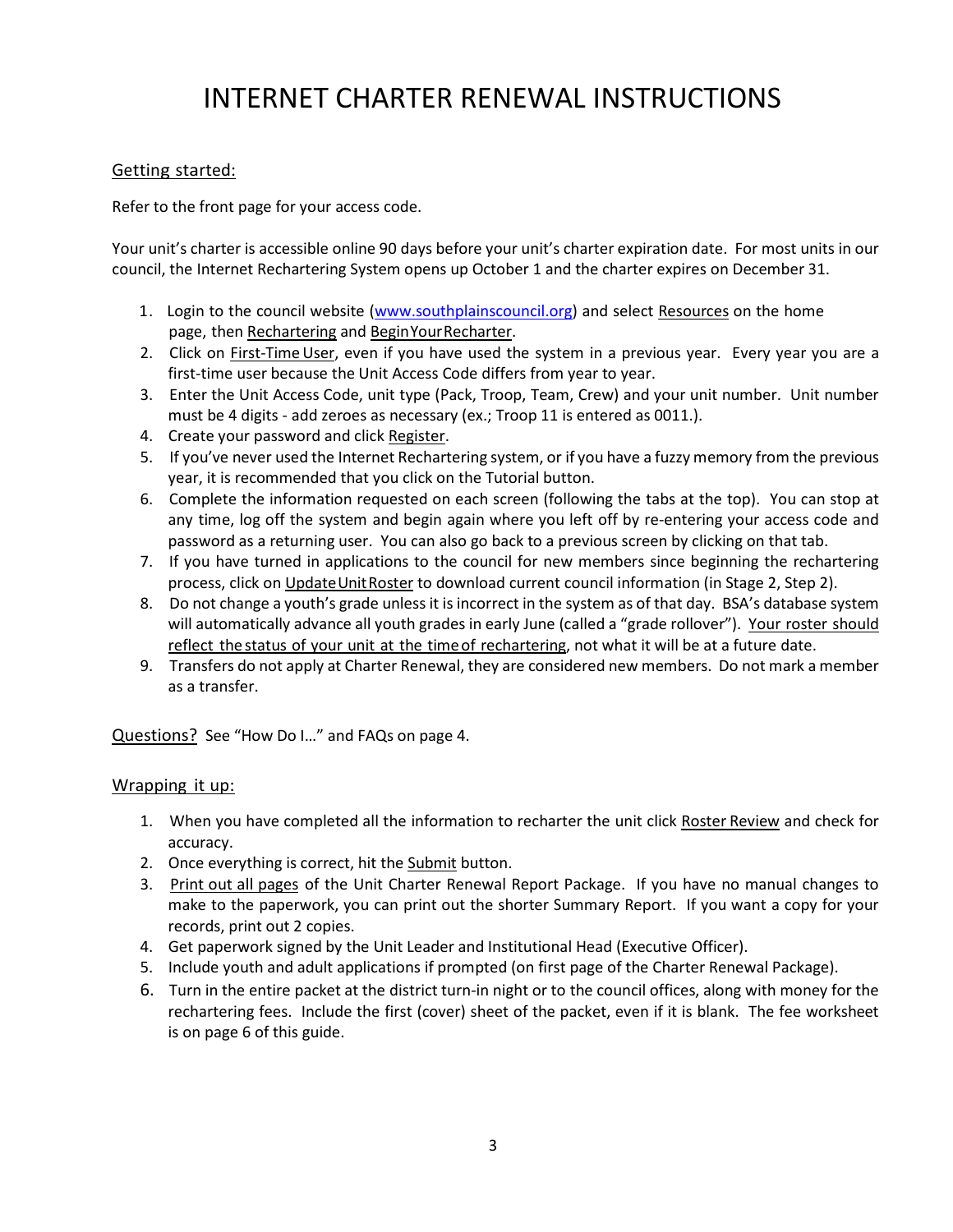# INTERNET CHARTER RENEWAL INSTRUCTIONS

## Getting started:

Refer to the front page for your access code.

Your unit's charter is accessible online 90 days before your unit's charter expiration date. For most units in our council, the Internet Rechartering System opens up October 1 and the charter expires on December 31.

1. Login to the council website (www.southplainscouncil.org) and select Resources on the home page, then Rechartering and Begin Your Recharter.
2. Click on First-Time User, even if you have used the system in a previous year. Every year you are a first-time user because the Unit Access Code differs from year to year.
3. Enter the Unit Access Code, unit type (Pack, Troop, Team, Crew) and your unit number. Unit number must be 4 digits - add zeroes as necessary (ex.; Troop 11 is entered as 0011.).
4. Create your password and click Register.
5. If you've never used the Internet Rechartering system, or if you have a fuzzy memory from the previous year, it is recommended that you click on the Tutorial button.
6. Complete the information requested on each screen (following the tabs at the top). You can stop at any time, log off the system and begin again where you left off by re-entering your access code and password as a returning user. You can also go back to a previous screen by clicking on that tab.
7. If you have turned in applications to the council for new members since beginning the rechartering process, click on Update Unit Roster to download current council information (in Stage 2, Step 2).
8. Do not change a youth's grade unless it is incorrect in the system as of that day. BSA's database system will automatically advance all youth grades in early June (called a "grade rollover"). Your roster should reflect the status of your unit at the time of rechartering, not what it will be at a future date.
9. Transfers do not apply at Charter Renewal, they are considered new members. Do not mark a member as a transfer.

Questions? See "How Do I…" and FAQs on page 4.

## Wrapping it up:

1. When you have completed all the information to recharter the unit click Roster Review and check for accuracy.
2. Once everything is correct, hit the Submit button.
3. Print out all pages of the Unit Charter Renewal Report Package. If you have no manual changes to make to the paperwork, you can print out the shorter Summary Report. If you want a copy for your records, print out 2 copies.
4. Get paperwork signed by the Unit Leader and Institutional Head (Executive Officer).
5. Include youth and adult applications if prompted (on first page of the Charter Renewal Package).
6. Turn in the entire packet at the district turn-in night or to the council offices, along with money for the rechartering fees. Include the first (cover) sheet of the packet, even if it is blank. The fee worksheet is on page 6 of this guide.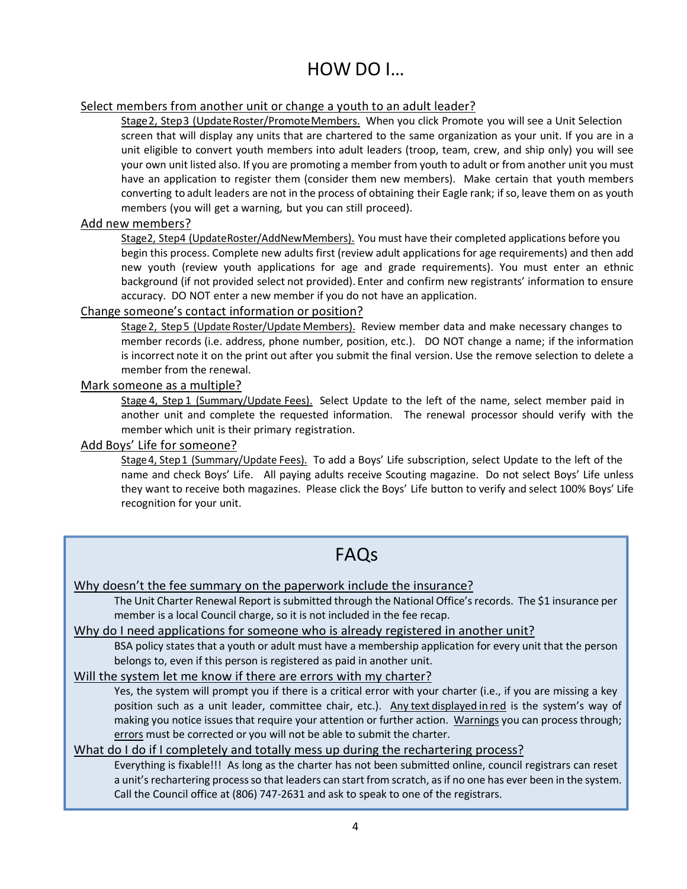# HOW DO I…

## Select members from another unit or change a youth to an adult leader?

Stage 2, Step 3 (Update Roster/Promote Members). When you click Promote you will see a Unit Selection screen that will display any units that are chartered to the same organization as your unit. If you are in a unit eligible to convert youth members into adult leaders (troop, team, crew, and ship only) you will see your own unit listed also. If you are promoting a member from youth to adult or from another unit you must have an application to register them (consider them new members). Make certain that youth members converting to adult leaders are not in the process of obtaining their Eagle rank; if so, leave them on as youth members (you will get a warning, but you can still proceed).

## Add new members?

Stage2, Step4 (UpdateRoster/AddNewMembers). You must have their completed applications before you begin this process. Complete new adults first (review adult applications for age requirements) and then add new youth (review youth applications for age and grade requirements). You must enter an ethnic background (if not provided select not provided). Enter and confirm new registrants' information to ensure accuracy. DO NOT enter a new member if you do not have an application.

## Change someone's contact information or position?

Stage 2, Step 5 (Update Roster/Update Members). Review member data and make necessary changes to member records (i.e. address, phone number, position, etc.). DO NOT change a name; if the information is incorrect note it on the print out after you submit the final version. Use the remove selection to delete a member from the renewal.

## Mark someone as a multiple?

Stage 4, Step 1 (Summary/Update Fees). Select Update to the left of the name, select member paid in another unit and complete the requested information. The renewal processor should verify with the member which unit is their primary registration.

## Add Boys' Life for someone?

Stage 4, Step 1 (Summary/Update Fees). To add a Boys' Life subscription, select Update to the left of the name and check Boys' Life. All paying adults receive Scouting magazine. Do not select Boys' Life unless they want to receive both magazines. Please click the Boys' Life button to verify and select 100% Boys' Life recognition for your unit.

# FAQs

## Why doesn't the fee summary on the paperwork include the insurance?

The Unit Charter Renewal Report is submitted through the National Office's records. The $1 insurance per member is a local Council charge, so it is not included in the fee recap.

## Why do I need applications for someone who is already registered in another unit?

BSA policy states that a youth or adult must have a membership application for every unit that the person belongs to, even if this person is registered as paid in another unit.

## Will the system let me know if there are errors with my charter?

Yes, the system will prompt you if there is a critical error with your charter (i.e., if you are missing a key position such as a unit leader, committee chair, etc.). Any text displayed in red is the system's way of making you notice issues that require your attention or further action. Warnings you can process through; errors must be corrected or you will not be able to submit the charter.

## What do I do if I completely and totally mess up during the rechartering process?

Everything is fixable!!! As long as the charter has not been submitted online, council registrars can reset a unit's rechartering process so that leaders can start from scratch, as if no one has ever been in the system. Call the Council office at (806) 747-2631 and ask to speak to one of the registrars.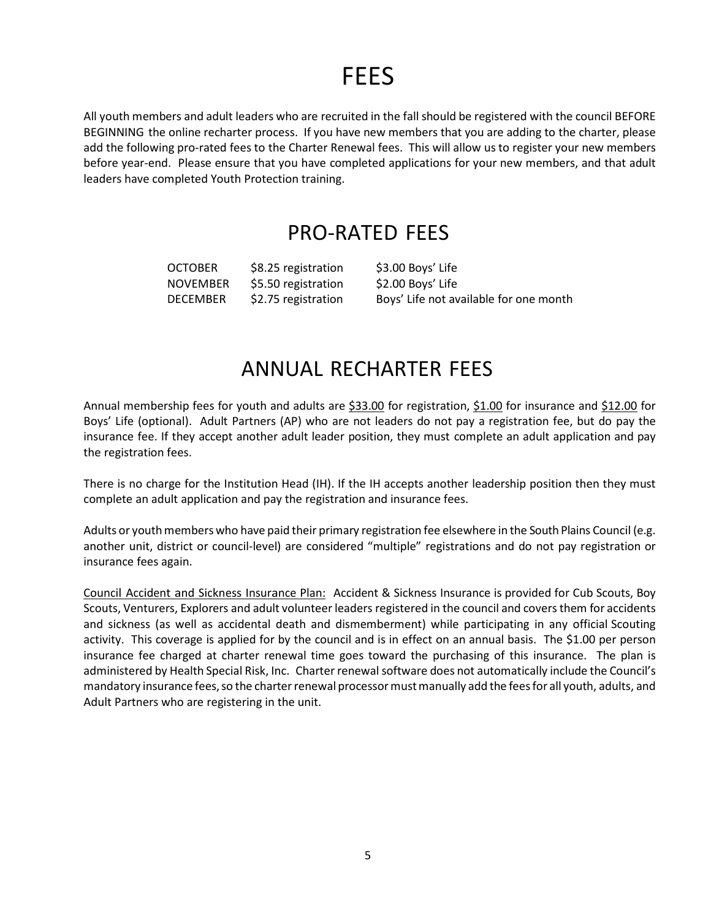# FEES

All youth members and adult leaders who are recruited in the fall should be registered with the council BEFORE BEGINNING the online recharter process. If you have new members that you are adding to the charter, please add the following pro-rated fees to the Charter Renewal fees. This will allow us to register your new members before year-end. Please ensure that you have completed applications for your new members, and that adult leaders have completed Youth Protection training.

## PRO-RATED FEES

| | | |
|---|---|---|
| OCTOBER | $8.25 registration | $3.00 Boys' Life |
| NOVEMBER | $5.50 registration | $2.00 Boys' Life |
| DECEMBER | $2.75 registration | Boys' Life not available for one month |

## ANNUAL RECHARTER FEES

Annual membership fees for youth and adults are <u>$33.00</u> for registration, <u>$1.00</u> for insurance and <u>$12.00</u> for Boys' Life (optional). Adult Partners (AP) who are not leaders do not pay a registration fee, but do pay the insurance fee. If they accept another adult leader position, they must complete an adult application and pay the registration fees.

There is no charge for the Institution Head (IH). If the IH accepts another leadership position then they must complete an adult application and pay the registration and insurance fees.

Adults or youth members who have paid their primary registration fee elsewhere in the South Plains Council (e.g. another unit, district or council-level) are considered "multiple" registrations and do not pay registration or insurance fees again.

<u>Council Accident and Sickness Insurance Plan:</u> Accident & Sickness Insurance is provided for Cub Scouts, Boy Scouts, Venturers, Explorers and adult volunteer leaders registered in the council and covers them for accidents and sickness (as well as accidental death and dismemberment) while participating in any official Scouting activity. This coverage is applied for by the council and is in effect on an annual basis. The $1.00 per person insurance fee charged at charter renewal time goes toward the purchasing of this insurance. The plan is administered by Health Special Risk, Inc. Charter renewal software does not automatically include the Council's mandatory insurance fees, so the charter renewal processor must manually add the fees for all youth, adults, and Adult Partners who are registering in the unit.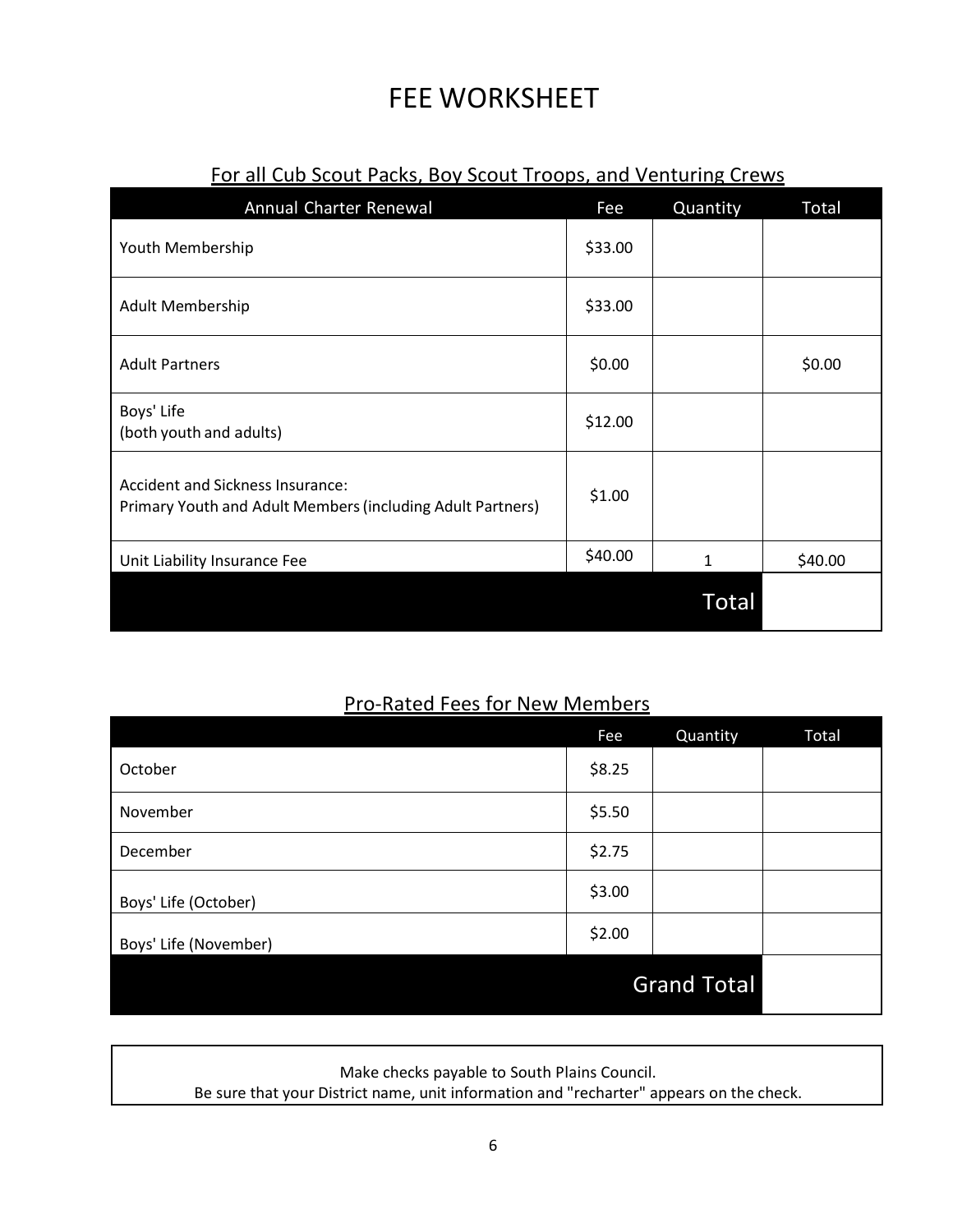# FEE WORKSHEET

## For all Cub Scout Packs, Boy Scout Troops, and Venturing Crews

| Annual Charter Renewal | Fee | Quantity | Total |
|---|---|---|---|
| Youth Membership | $33.00 | | |
| Adult Membership | $33.00 | | |
| Adult Partners | $0.00 | | $0.00 |
| Boys' Life<br>(both youth and adults) | $12.00 | | |
| Accident and Sickness Insurance:<br>Primary Youth and Adult Members (including Adult Partners) | $1.00 | | |
| Unit Liability Insurance Fee | $40.00 | 1 | $40.00 |
| | | Total | |

## Pro-Rated Fees for New Members

| | Fee | Quantity | Total |
|---|---|---|---|
| October | $8.25 | | |
| November | $5.50 | | |
| December | $2.75 | | |
| Boys' Life (October) | $3.00 | | |
| Boys' Life (November) | $2.00 | | |
| | | Grand Total | |

Make checks payable to South Plains Council.
Be sure that your District name, unit information and "recharter" appears on the check.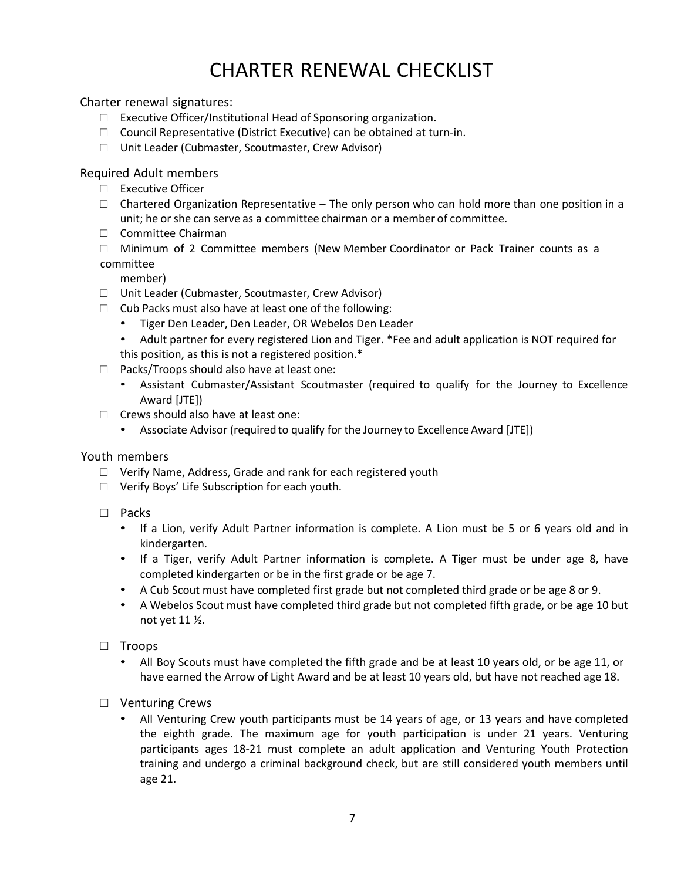# CHARTER RENEWAL CHECKLIST

Charter renewal signatures:

- ☐ Executive Officer/Institutional Head of Sponsoring organization.
- ☐ Council Representative (District Executive) can be obtained at turn-in.
- ☐ Unit Leader (Cubmaster, Scoutmaster, Crew Advisor)

Required Adult members

- ☐ Executive Officer
- ☐ Chartered Organization Representative – The only person who can hold more than one position in a unit; he or she can serve as a committee chairman or a member of committee.
- ☐ Committee Chairman
- ☐ Minimum of 2 Committee members (New Member Coordinator or Pack Trainer counts as a committee member)
- ☐ Unit Leader (Cubmaster, Scoutmaster, Crew Advisor)
- ☐ Cub Packs must also have at least one of the following:
  - Tiger Den Leader, Den Leader, OR Webelos Den Leader
  - Adult partner for every registered Lion and Tiger. *Fee and adult application is NOT required for this position, as this is not a registered position.*
- ☐ Packs/Troops should also have at least one:
  - Assistant Cubmaster/Assistant Scoutmaster (required to qualify for the Journey to Excellence Award [JTE])
- ☐ Crews should also have at least one:
  - Associate Advisor (required to qualify for the Journey to Excellence Award [JTE])

Youth members

- ☐ Verify Name, Address, Grade and rank for each registered youth
- ☐ Verify Boys' Life Subscription for each youth.

- ☐ Packs
  - If a Lion, verify Adult Partner information is complete. A Lion must be 5 or 6 years old and in kindergarten.
  - If a Tiger, verify Adult Partner information is complete. A Tiger must be under age 8, have completed kindergarten or be in the first grade or be age 7.
  - A Cub Scout must have completed first grade but not completed third grade or be age 8 or 9.
  - A Webelos Scout must have completed third grade but not completed fifth grade, or be age 10 but not yet 11 ½.

- ☐ Troops
  - All Boy Scouts must have completed the fifth grade and be at least 10 years old, or be age 11, or have earned the Arrow of Light Award and be at least 10 years old, but have not reached age 18.

- ☐ Venturing Crews
  - All Venturing Crew youth participants must be 14 years of age, or 13 years and have completed the eighth grade. The maximum age for youth participation is under 21 years. Venturing participants ages 18-21 must complete an adult application and Venturing Youth Protection training and undergo a criminal background check, but are still considered youth members until age 21.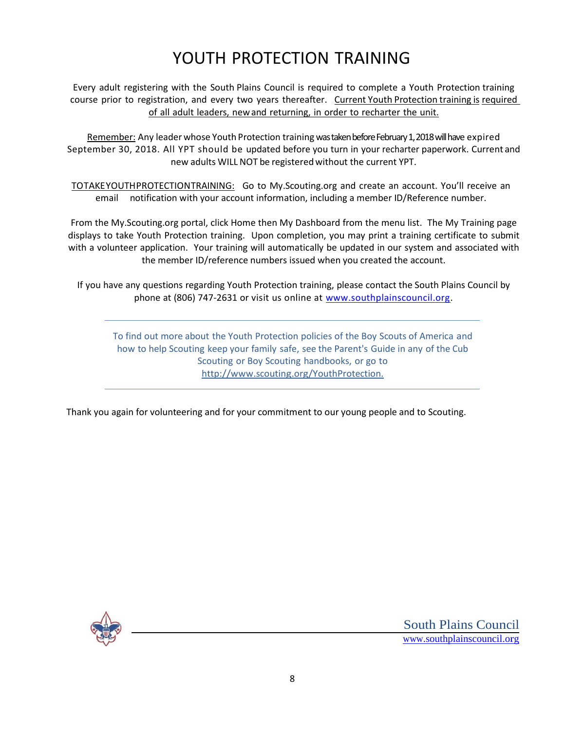# YOUTH PROTECTION TRAINING

Every adult registering with the South Plains Council is required to complete a Youth Protection training course prior to registration, and every two years thereafter. Current Youth Protection training is required of all adult leaders, new and returning, in order to recharter the unit.

Remember: Any leader whose Youth Protection training was taken before February 1, 2018 will have expired September 30, 2018. All YPT should be updated before you turn in your recharter paperwork. Current and new adults WILL NOT be registered without the current YPT.

TOTAKEYOUTHPROTECTIONTRAINING: Go to My.Scouting.org and create an account. You'll receive an email notification with your account information, including a member ID/Reference number.

From the My.Scouting.org portal, click Home then My Dashboard from the menu list. The My Training page displays to take Youth Protection training. Upon completion, you may print a training certificate to submit with a volunteer application. Your training will automatically be updated in our system and associated with the member ID/reference numbers issued when you created the account.

If you have any questions regarding Youth Protection training, please contact the South Plains Council by phone at (806) 747-2631 or visit us online at www.southplainscouncil.org.

---

To find out more about the Youth Protection policies of the Boy Scouts of America and how to help Scouting keep your family safe, see the Parent's Guide in any of the Cub Scouting or Boy Scouting handbooks, or go to http://www.scouting.org/YouthProtection.

---

Thank you again for volunteering and for your commitment to our young people and to Scouting.

South Plains Council
www.southplainscouncil.org